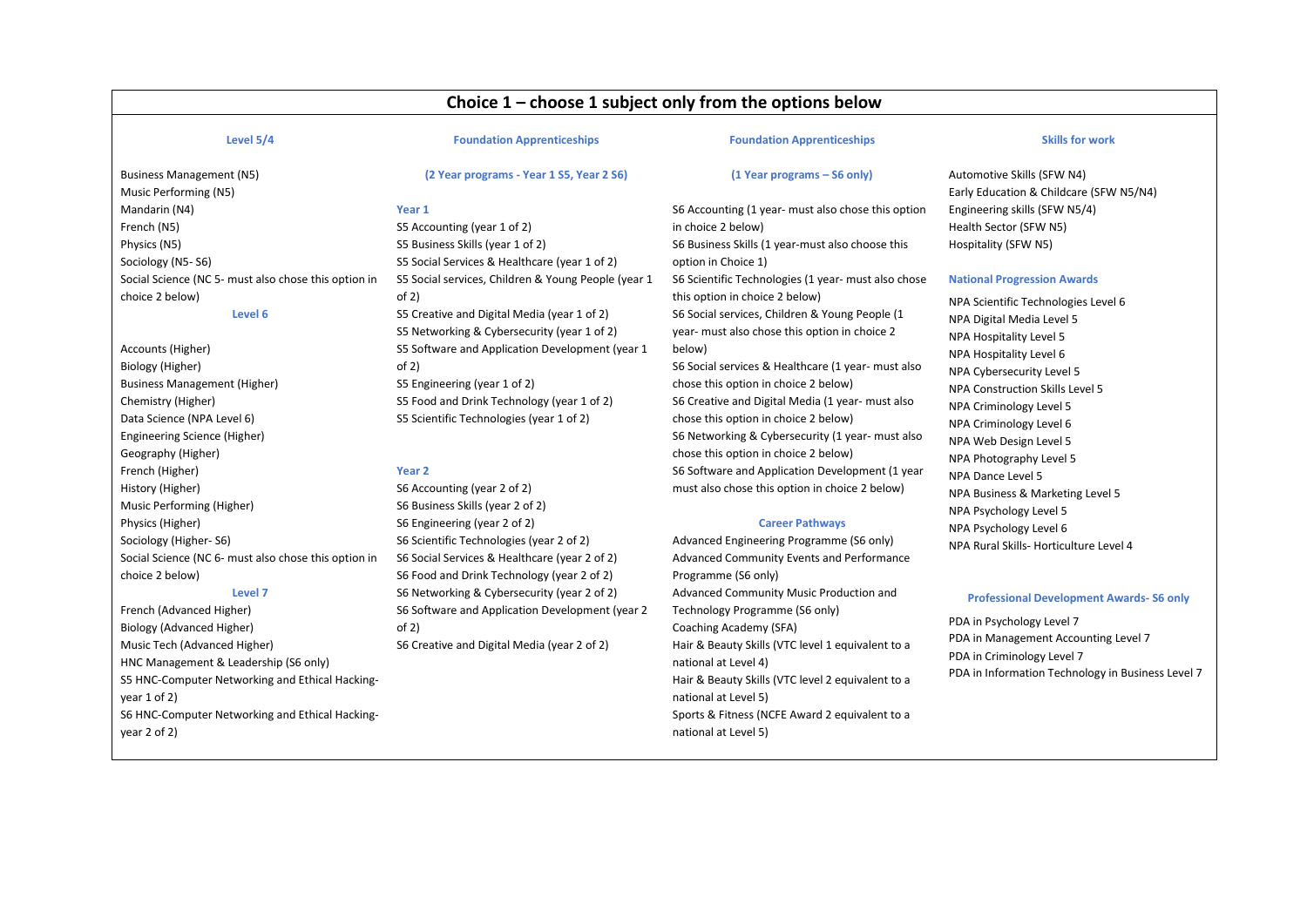# Choice 1 – choose 1 subject only from the options below

### Level 5/4

Business Management (N5)
Music Performing (N5)
Mandarin (N4)
French (N5)
Physics (N5)
Sociology (N5- S6)
Social Science (NC 5- must also chose this option in choice 2 below)

### Level 6

Accounts (Higher)
Biology (Higher)
Business Management (Higher)
Chemistry (Higher)
Data Science (NPA Level 6)
Engineering Science (Higher)
Geography (Higher)
French (Higher)
History (Higher)
Music Performing (Higher)
Physics (Higher)
Sociology (Higher- S6)
Social Science (NC 6- must also chose this option in choice 2 below)

### Level 7

French (Advanced Higher)
Biology (Advanced Higher)
Music Tech (Advanced Higher)
HNC Management & Leadership (S6 only)
S5 HNC-Computer Networking and Ethical Hacking- year 1 of 2)
S6 HNC-Computer Networking and Ethical Hacking- year 2 of 2)

### Foundation Apprenticeships

**(2 Year programs - Year 1 S5, Year 2 S6)**

**Year 1**

S5 Accounting (year 1 of 2)
S5 Business Skills (year 1 of 2)
S5 Social Services & Healthcare (year 1 of 2)
S5 Social services, Children & Young People (year 1 of 2)
S5 Creative and Digital Media (year 1 of 2)
S5 Networking & Cybersecurity (year 1 of 2)
S5 Software and Application Development (year 1 of 2)
S5 Engineering (year 1 of 2)
S5 Food and Drink Technology (year 1 of 2)
S5 Scientific Technologies (year 1 of 2)

**Year 2**

S6 Accounting (year 2 of 2)
S6 Business Skills (year 2 of 2)
S6 Engineering (year 2 of 2)
S6 Scientific Technologies (year 2 of 2)
S6 Social Services & Healthcare (year 2 of 2)
S6 Food and Drink Technology (year 2 of 2)
S6 Networking & Cybersecurity (year 2 of 2)
S6 Software and Application Development (year 2 of 2)
S6 Creative and Digital Media (year 2 of 2)

### Foundation Apprenticeships

**(1 Year programs – S6 only)**

S6 Accounting (1 year- must also chose this option in choice 2 below)
S6 Business Skills (1 year-must also choose this option in Choice 1)
S6 Scientific Technologies (1 year- must also chose this option in choice 2 below)
S6 Social services, Children & Young People (1 year- must also chose this option in choice 2 below)
S6 Social services & Healthcare (1 year- must also chose this option in choice 2 below)
S6 Creative and Digital Media (1 year- must also chose this option in choice 2 below)
S6 Networking & Cybersecurity (1 year- must also chose this option in choice 2 below)
S6 Software and Application Development (1 year must also chose this option in choice 2 below)

### Career Pathways

Advanced Engineering Programme (S6 only)
Advanced Community Events and Performance Programme (S6 only)
Advanced Community Music Production and Technology Programme (S6 only)
Coaching Academy (SFA)
Hair & Beauty Skills (VTC level 1 equivalent to a national at Level 4)
Hair & Beauty Skills (VTC level 2 equivalent to a national at Level 5)
Sports & Fitness (NCFE Award 2 equivalent to a national at Level 5)

### Skills for work

Automotive Skills (SFW N4)
Early Education & Childcare (SFW N5/N4)
Engineering skills (SFW N5/4)
Health Sector (SFW N5)
Hospitality (SFW N5)

### National Progression Awards

NPA Scientific Technologies Level 6
NPA Digital Media Level 5
NPA Hospitality Level 5
NPA Hospitality Level 6
NPA Cybersecurity Level 5
NPA Construction Skills Level 5
NPA Criminology Level 5
NPA Criminology Level 6
NPA Web Design Level 5
NPA Photography Level 5
NPA Dance Level 5
NPA Business & Marketing Level 5
NPA Psychology Level 5
NPA Psychology Level 6
NPA Rural Skills- Horticulture Level 4

### Professional Development Awards- S6 only

PDA in Psychology Level 7
PDA in Management Accounting Level 7
PDA in Criminology Level 7
PDA in Information Technology in Business Level 7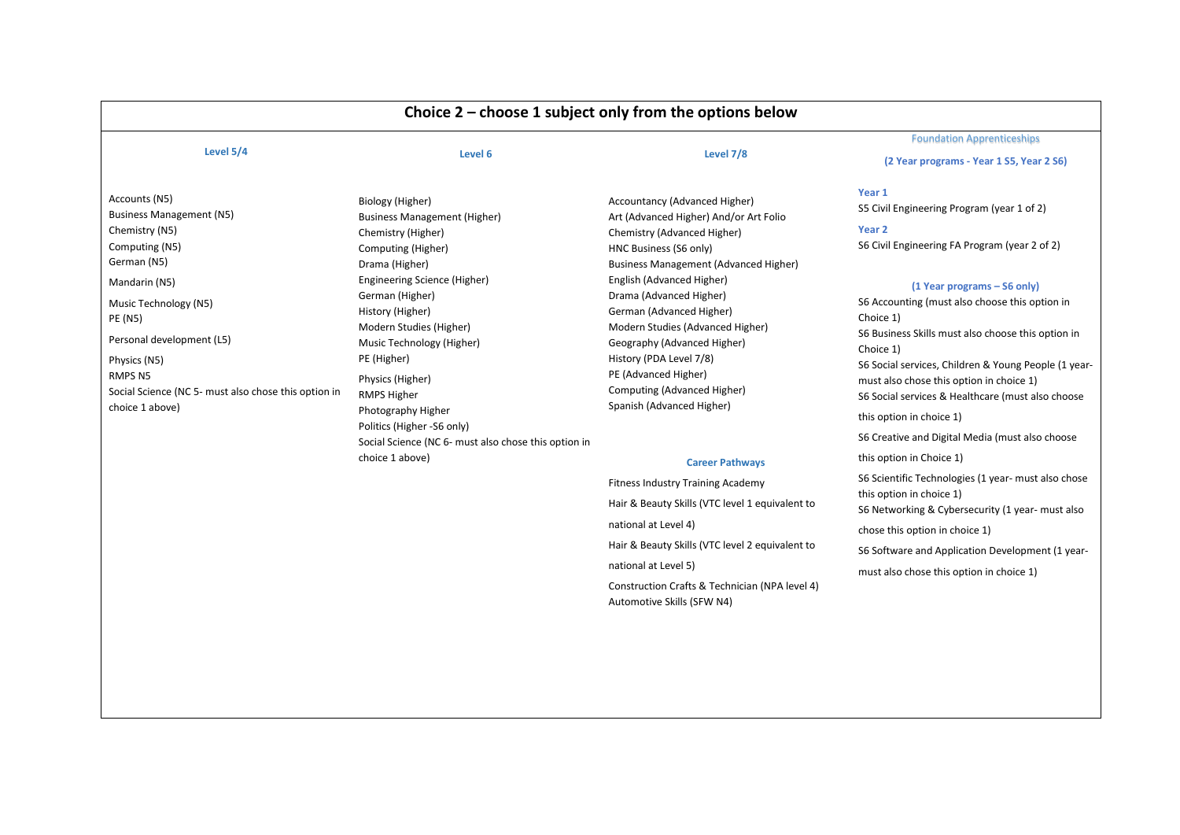## Choice 2 – choose 1 subject only from the options below

### Level 5/4

- Accounts (N5)
- Business Management (N5)
- Chemistry (N5)
- Computing (N5)
- German (N5)
- Mandarin (N5)
- Music Technology (N5)
- PE (N5)
- Personal development (L5)
- Physics (N5)
- RMPS N5
- Social Science (NC 5- must also chose this option in choice 1 above)

### Level 6

- Biology (Higher)
- Business Management (Higher)
- Chemistry (Higher)
- Computing (Higher)
- Drama (Higher)
- Engineering Science (Higher)
- German (Higher)
- History (Higher)
- Modern Studies (Higher)
- Music Technology (Higher)
- PE (Higher)
- Physics (Higher)
- RMPS Higher
- Photography Higher
- Politics (Higher -S6 only)
- Social Science (NC 6- must also chose this option in choice 1 above)

### Level 7/8

- Accountancy (Advanced Higher)
- Art (Advanced Higher) And/or Art Folio
- Chemistry (Advanced Higher)
- HNC Business (S6 only)
- Business Management (Advanced Higher)
- English (Advanced Higher)
- Drama (Advanced Higher)
- German (Advanced Higher)
- Modern Studies (Advanced Higher)
- Geography (Advanced Higher)
- History (PDA Level 7/8)
- PE (Advanced Higher)
- Computing (Advanced Higher)
- Spanish (Advanced Higher)

### Career Pathways

- Fitness Industry Training Academy
- Hair & Beauty Skills (VTC level 1 equivalent to national at Level 4)
- Hair & Beauty Skills (VTC level 2 equivalent to national at Level 5)
- Construction Crafts & Technician (NPA level 4)
- Automotive Skills (SFW N4)

### Foundation Apprenticeships

**(2 Year programs - Year 1 S5, Year 2 S6)**

**Year 1**

S5 Civil Engineering Program (year 1 of 2)

**Year 2**

S6 Civil Engineering FA Program (year 2 of 2)

**(1 Year programs – S6 only)**

- S6 Accounting (must also choose this option in Choice 1)
- S6 Business Skills must also choose this option in Choice 1)
- S6 Social services, Children & Young People (1 year- must also chose this option in choice 1)
- S6 Social services & Healthcare (must also choose this option in choice 1)
- S6 Creative and Digital Media (must also choose this option in Choice 1)
- S6 Scientific Technologies (1 year- must also chose this option in choice 1)
- S6 Networking & Cybersecurity (1 year- must also chose this option in choice 1)
- S6 Software and Application Development (1 year- must also chose this option in choice 1)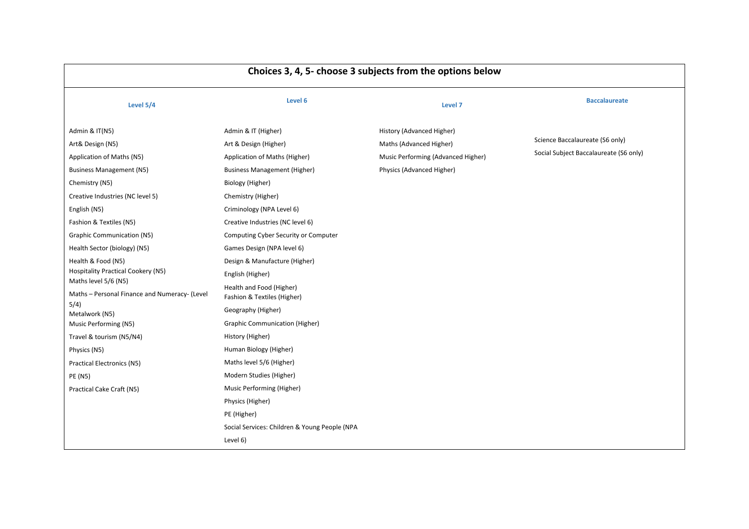| Choices 3, 4, 5- choose 3 subjects from the options below | | | |
|---|---|---|---|
| **Level 5/4** | **Level 6** | **Level 7** | **Baccalaureate** |
| Admin & IT(N5) | Admin & IT (Higher) | History (Advanced Higher) | Science Baccalaureate (S6 only) |
| Art& Design (N5) | Art & Design (Higher) | Maths (Advanced Higher) | Social Subject Baccalaureate (S6 only) |
| Application of Maths (N5) | Application of Maths (Higher) | Music Performing (Advanced Higher) | |
| Business Management (N5) | Business Management (Higher) | Physics (Advanced Higher) | |
| Chemistry (N5) | Biology (Higher) | | |
| Creative Industries (NC level 5) | Chemistry (Higher) | | |
| English (N5) | Criminology (NPA Level 6) | | |
| Fashion & Textiles (N5) | Creative Industries (NC level 6) | | |
| Graphic Communication (N5) | Computing Cyber Security or Computer Games Design (NPA level 6) | | |
| Health Sector (biology) (N5) | Design & Manufacture (Higher) | | |
| Health & Food (N5) | English (Higher) | | |
| Hospitality Practical Cookery (N5) | Health and Food (Higher) | | |
| Maths level 5/6 (N5) | Fashion & Textiles (Higher) | | |
| Maths – Personal Finance and Numeracy- (Level 5/4) | Geography (Higher) | | |
| Metalwork (N5) | Graphic Communication (Higher) | | |
| Music Performing (N5) | History (Higher) | | |
| Travel & tourism (N5/N4) | Human Biology (Higher) | | |
| Physics (N5) | Maths level 5/6 (Higher) | | |
| Practical Electronics (N5) | Modern Studies (Higher) | | |
| PE (N5) | Music Performing (Higher) | | |
| Practical Cake Craft (N5) | Physics (Higher) | | |
| | PE (Higher) | | |
| | Social Services: Children & Young People (NPA Level 6) | | |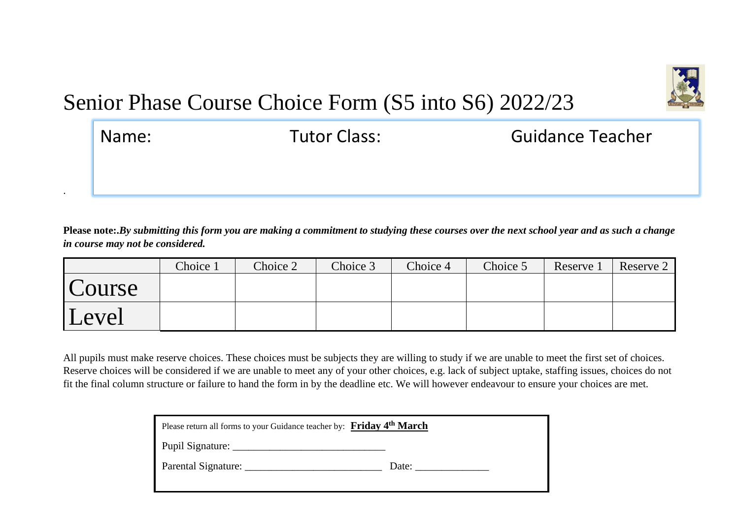# Senior Phase Course Choice Form (S5 into S6) 2022/23

| Name: | Tutor Class: | Guidance Teacher |
|---|---|---|
| | | |

**Please note:.** ***By submitting this form you are making a commitment to studying these courses over the next school year and as such a change in course may not be considered.***

| | Choice 1 | Choice 2 | Choice 3 | Choice 4 | Choice 5 | Reserve 1 | Reserve 2 |
|---|---|---|---|---|---|---|---|
| Course | | | | | | | |
| Level | | | | | | | |

All pupils must make reserve choices. These choices must be subjects they are willing to study if we are unable to meet the first set of choices. Reserve choices will be considered if we are unable to meet any of your other choices, e.g. lack of subject uptake, staffing issues, choices do not fit the final column structure or failure to hand the form in by the deadline etc. We will however endeavour to ensure your choices are met.

Please return all forms to your Guidance teacher by: **Friday 4th March**

Pupil Signature: ______________________________

Parental Signature: __________________________ Date: ______________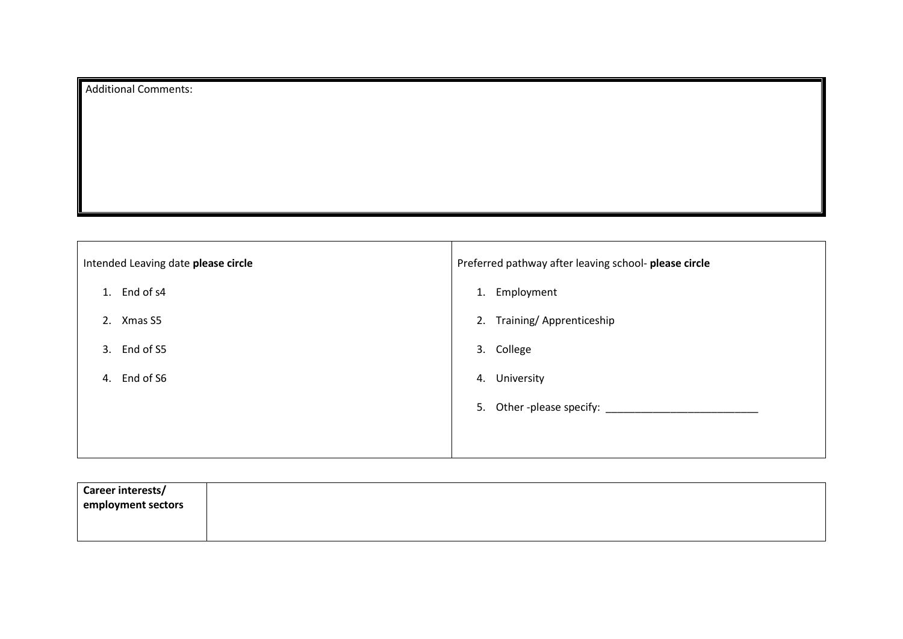Additional Comments:

| | |
|---|---|
| Intended Leaving date **please circle**<br><br>1. End of s4<br>2. Xmas S5<br>3. End of S5<br>4. End of S6 | Preferred pathway after leaving school- **please circle**<br><br>1. Employment<br>2. Training/ Apprenticeship<br>3. College<br>4. University<br>5. Other -please specify: ___________________________ |

| | |
|---|---|
| **Career interests/ employment sectors** | |